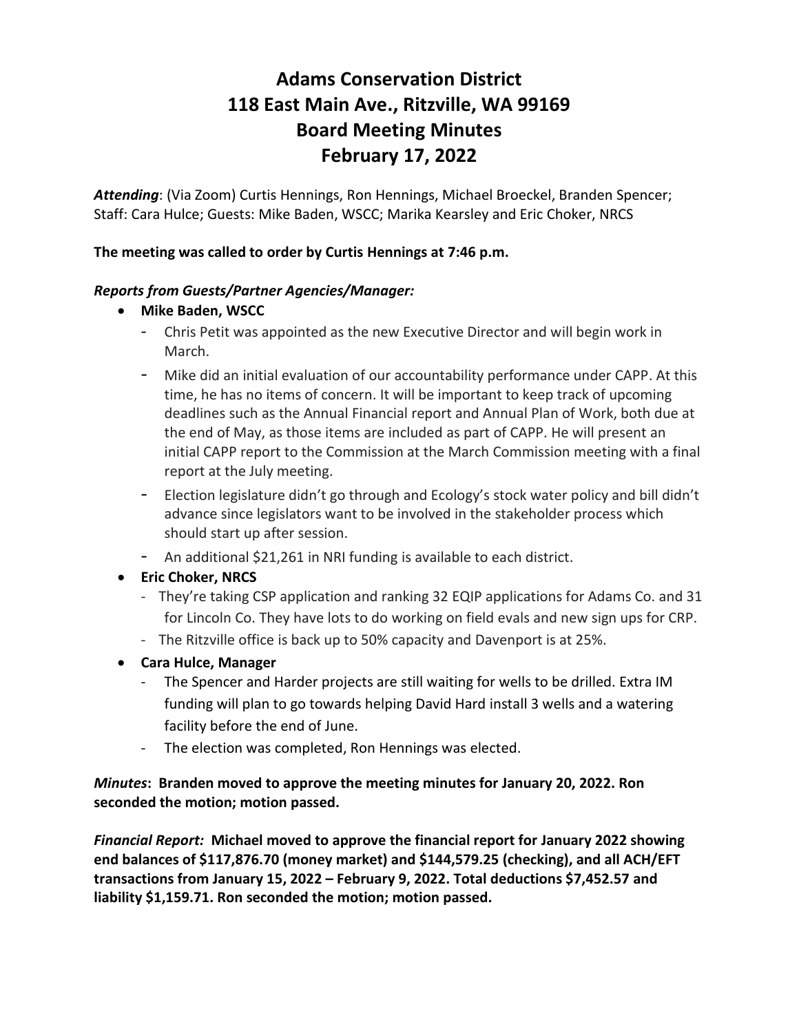# Adams Conservation District
# 118 East Main Ave., Ritzville, WA 99169
# Board Meeting Minutes
# February 17, 2022

***Attending***: (Via Zoom) Curtis Hennings, Ron Hennings, Michael Broeckel, Branden Spencer; Staff: Cara Hulce; Guests: Mike Baden, WSCC; Marika Kearsley and Eric Choker, NRCS

**The meeting was called to order by Curtis Hennings at 7:46 p.m.**

***Reports from Guests/Partner Agencies/Manager:***

- **Mike Baden, WSCC**
  - Chris Petit was appointed as the new Executive Director and will begin work in March.
  - Mike did an initial evaluation of our accountability performance under CAPP. At this time, he has no items of concern. It will be important to keep track of upcoming deadlines such as the Annual Financial report and Annual Plan of Work, both due at the end of May, as those items are included as part of CAPP. He will present an initial CAPP report to the Commission at the March Commission meeting with a final report at the July meeting.
  - Election legislature didn't go through and Ecology's stock water policy and bill didn't advance since legislators want to be involved in the stakeholder process which should start up after session.
  - An additional $21,261 in NRI funding is available to each district.
- **Eric Choker, NRCS**
  - They're taking CSP application and ranking 32 EQIP applications for Adams Co. and 31 for Lincoln Co. They have lots to do working on field evals and new sign ups for CRP.
  - The Ritzville office is back up to 50% capacity and Davenport is at 25%.
- **Cara Hulce, Manager**
  - The Spencer and Harder projects are still waiting for wells to be drilled. Extra IM funding will plan to go towards helping David Hard install 3 wells and a watering facility before the end of June.
  - The election was completed, Ron Hennings was elected.

***Minutes*****: Branden moved to approve the meeting minutes for January 20, 2022. Ron seconded the motion; motion passed.**

***Financial Report:*** **Michael moved to approve the financial report for January 2022 showing end balances of $117,876.70 (money market) and $144,579.25 (checking), and all ACH/EFT transactions from January 15, 2022 – February 9, 2022. Total deductions $7,452.57 and liability $1,159.71. Ron seconded the motion; motion passed.**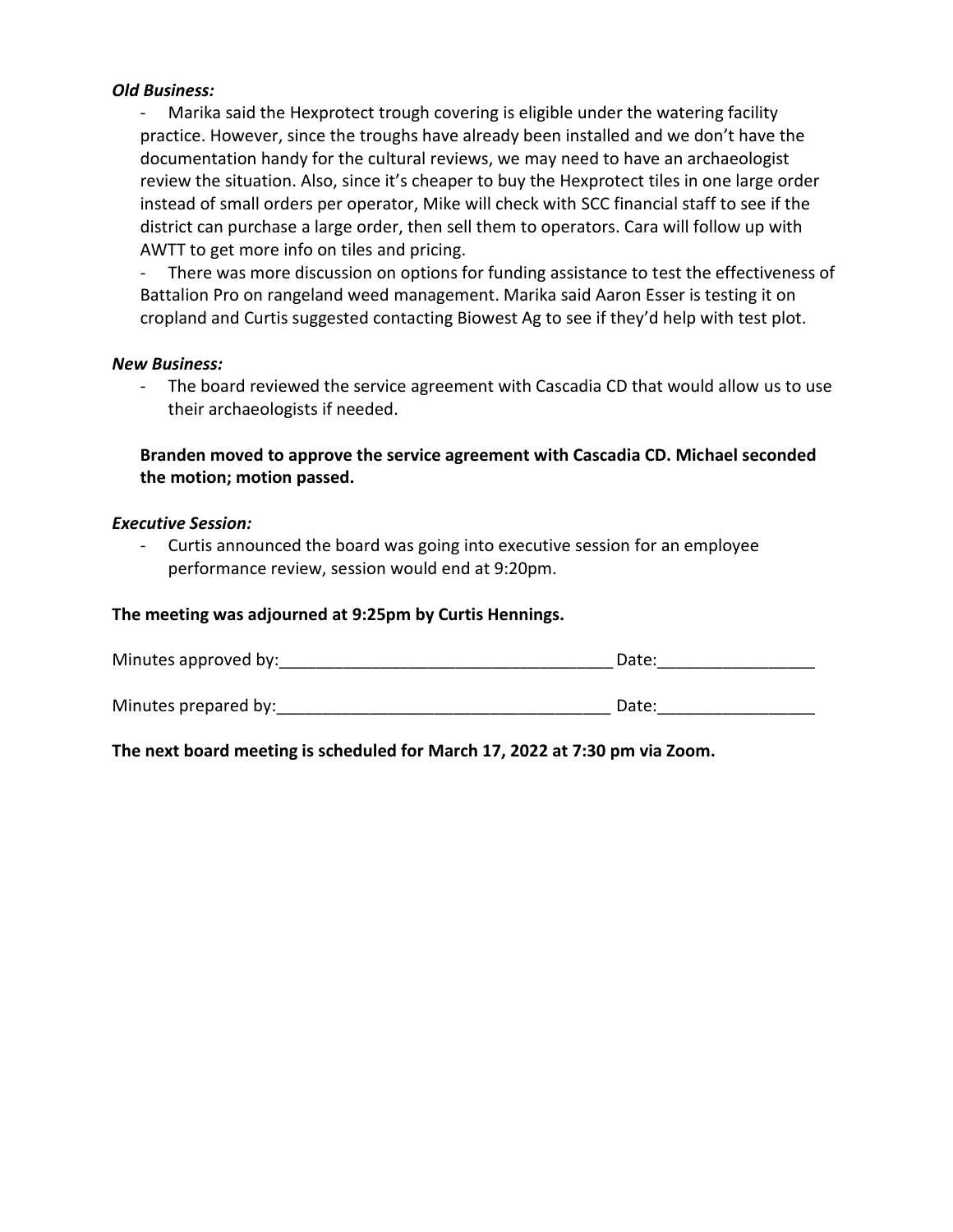***Old Business:***

- Marika said the Hexprotect trough covering is eligible under the watering facility practice. However, since the troughs have already been installed and we don't have the documentation handy for the cultural reviews, we may need to have an archaeologist review the situation. Also, since it's cheaper to buy the Hexprotect tiles in one large order instead of small orders per operator, Mike will check with SCC financial staff to see if the district can purchase a large order, then sell them to operators. Cara will follow up with AWTT to get more info on tiles and pricing.
- There was more discussion on options for funding assistance to test the effectiveness of Battalion Pro on rangeland weed management. Marika said Aaron Esser is testing it on cropland and Curtis suggested contacting Biowest Ag to see if they'd help with test plot.

***New Business:***

- The board reviewed the service agreement with Cascadia CD that would allow us to use their archaeologists if needed.

**Branden moved to approve the service agreement with Cascadia CD. Michael seconded the motion; motion passed.**

***Executive Session:***

- Curtis announced the board was going into executive session for an employee performance review, session would end at 9:20pm.

**The meeting was adjourned at 9:25pm by Curtis Hennings.**

Minutes approved by:\_\_\_\_\_\_\_\_\_\_\_\_\_\_\_\_\_\_\_\_\_\_\_\_\_\_\_\_\_\_\_\_\_\_\_\_ Date:\_\_\_\_\_\_\_\_\_\_\_\_\_\_\_\_\_

Minutes prepared by:\_\_\_\_\_\_\_\_\_\_\_\_\_\_\_\_\_\_\_\_\_\_\_\_\_\_\_\_\_\_\_\_\_\_\_\_ Date:\_\_\_\_\_\_\_\_\_\_\_\_\_\_\_\_\_

**The next board meeting is scheduled for March 17, 2022 at 7:30 pm via Zoom.**